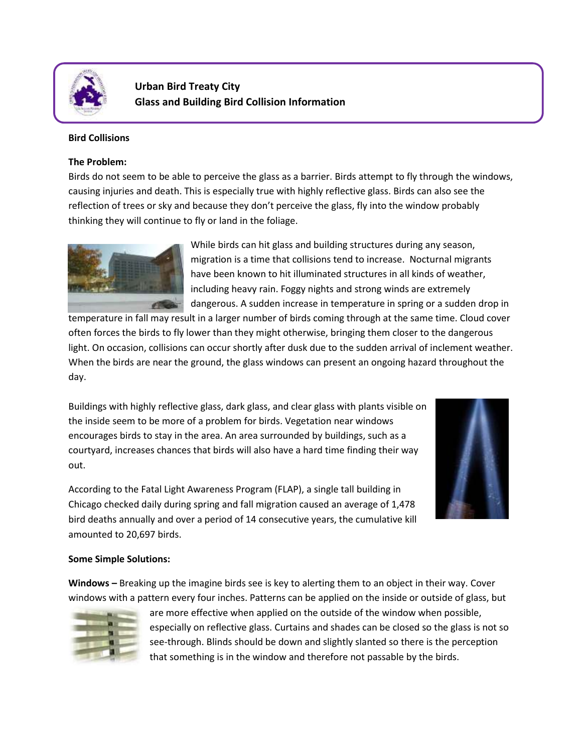# Urban Bird Treaty City
## Glass and Building Bird Collision Information

**Bird Collisions**

**The Problem:**

Birds do not seem to be able to perceive the glass as a barrier. Birds attempt to fly through the windows, causing injuries and death. This is especially true with highly reflective glass. Birds can also see the reflection of trees or sky and because they don't perceive the glass, fly into the window probably thinking they will continue to fly or land in the foliage.

While birds can hit glass and building structures during any season, migration is a time that collisions tend to increase. Nocturnal migrants have been known to hit illuminated structures in all kinds of weather, including heavy rain. Foggy nights and strong winds are extremely dangerous. A sudden increase in temperature in spring or a sudden drop in temperature in fall may result in a larger number of birds coming through at the same time. Cloud cover often forces the birds to fly lower than they might otherwise, bringing them closer to the dangerous light. On occasion, collisions can occur shortly after dusk due to the sudden arrival of inclement weather. When the birds are near the ground, the glass windows can present an ongoing hazard throughout the day.

Buildings with highly reflective glass, dark glass, and clear glass with plants visible on the inside seem to be more of a problem for birds. Vegetation near windows encourages birds to stay in the area. An area surrounded by buildings, such as a courtyard, increases chances that birds will also have a hard time finding their way out.

According to the Fatal Light Awareness Program (FLAP), a single tall building in Chicago checked daily during spring and fall migration caused an average of 1,478 bird deaths annually and over a period of 14 consecutive years, the cumulative kill amounted to 20,697 birds.

**Some Simple Solutions:**

**Windows –** Breaking up the imagine birds see is key to alerting them to an object in their way. Cover windows with a pattern every four inches. Patterns can be applied on the inside or outside of glass, but are more effective when applied on the outside of the window when possible, especially on reflective glass. Curtains and shades can be closed so the glass is not so see-through. Blinds should be down and slightly slanted so there is the perception that something is in the window and therefore not passable by the birds.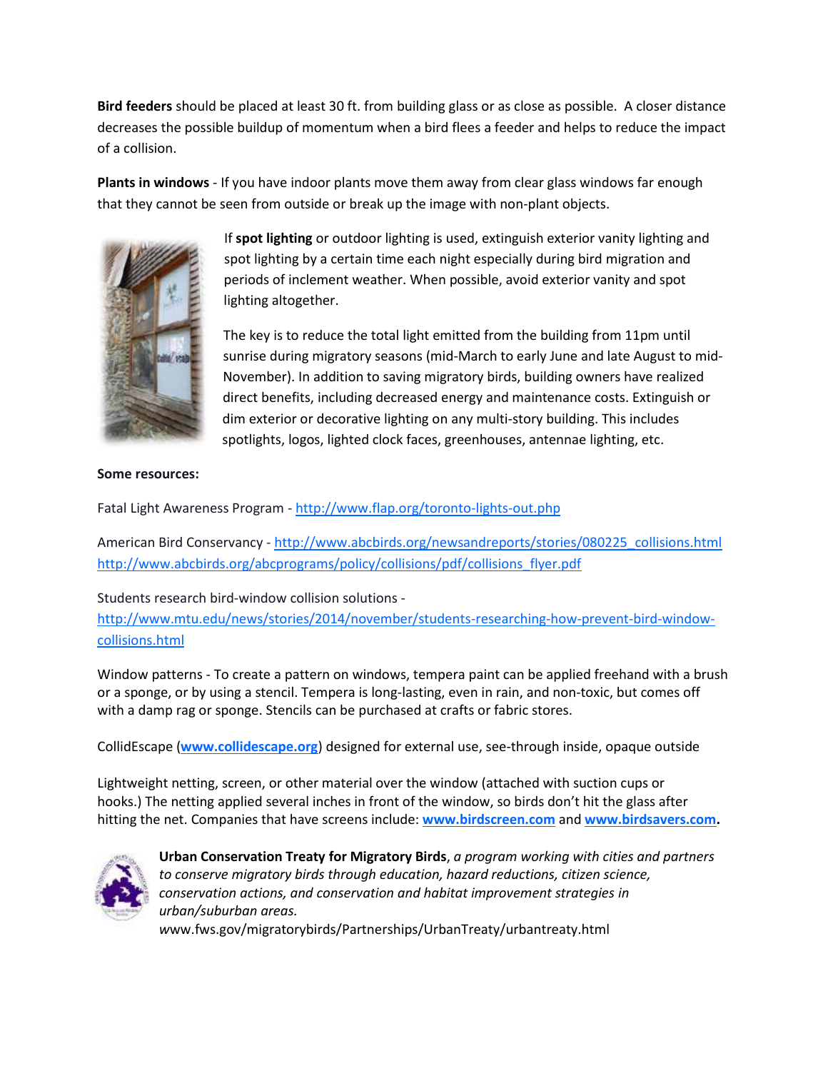**Bird feeders** should be placed at least 30 ft. from building glass or as close as possible. A closer distance decreases the possible buildup of momentum when a bird flees a feeder and helps to reduce the impact of a collision.

**Plants in windows** - If you have indoor plants move them away from clear glass windows far enough that they cannot be seen from outside or break up the image with non-plant objects.

If **spot lighting** or outdoor lighting is used, extinguish exterior vanity lighting and spot lighting by a certain time each night especially during bird migration and periods of inclement weather. When possible, avoid exterior vanity and spot lighting altogether.

The key is to reduce the total light emitted from the building from 11pm until sunrise during migratory seasons (mid-March to early June and late August to mid-November). In addition to saving migratory birds, building owners have realized direct benefits, including decreased energy and maintenance costs. Extinguish or dim exterior or decorative lighting on any multi-story building. This includes spotlights, logos, lighted clock faces, greenhouses, antennae lighting, etc.

**Some resources:**

Fatal Light Awareness Program - http://www.flap.org/toronto-lights-out.php

American Bird Conservancy - http://www.abcbirds.org/newsandreports/stories/080225_collisions.html http://www.abcbirds.org/abcprograms/policy/collisions/pdf/collisions_flyer.pdf

Students research bird-window collision solutions - http://www.mtu.edu/news/stories/2014/november/students-researching-how-prevent-bird-window-collisions.html

Window patterns - To create a pattern on windows, tempera paint can be applied freehand with a brush or a sponge, or by using a stencil. Tempera is long-lasting, even in rain, and non-toxic, but comes off with a damp rag or sponge. Stencils can be purchased at crafts or fabric stores.

CollidEscape (**www.collidescape.org**) designed for external use, see-through inside, opaque outside

Lightweight netting, screen, or other material over the window (attached with suction cups or hooks.) The netting applied several inches in front of the window, so birds don't hit the glass after hitting the net. Companies that have screens include: **www.birdscreen.com** and **www.birdsavers.com.**

**Urban Conservation Treaty for Migratory Birds**, *a program working with cities and partners to conserve migratory birds through education, hazard reductions, citizen science, conservation actions, and conservation and habitat improvement strategies in urban/suburban areas.*
www.fws.gov/migratorybirds/Partnerships/UrbanTreaty/urbantreaty.html